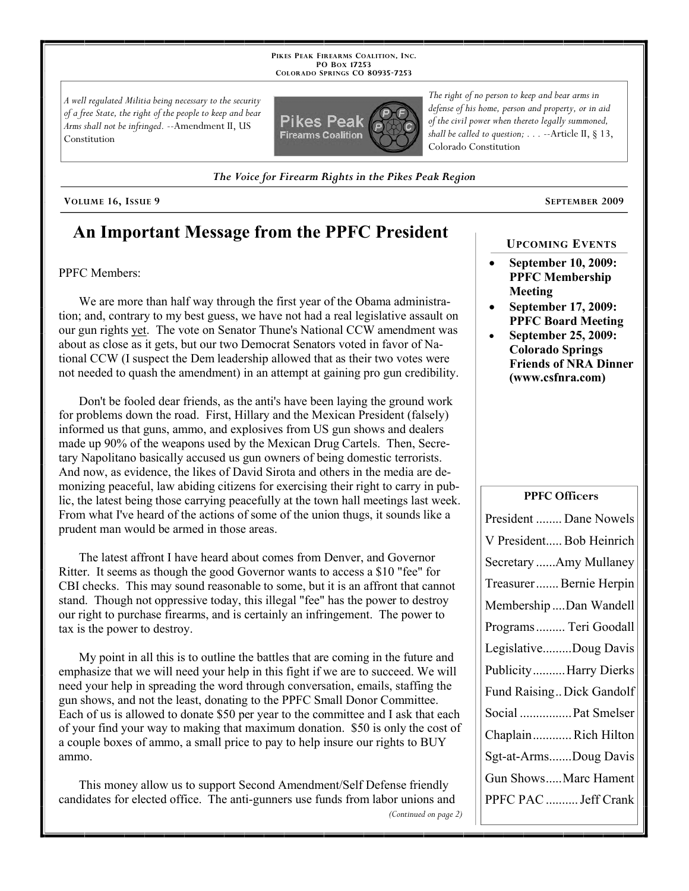PIKES PEAK FIREARMS COALITION, INC.
PO BOX 17253
COLORADO SPRINGS CO 80935-7253

*A well regulated Militia being necessary to the security of a free State, the right of the people to keep and bear Arms shall not be infringed.* --Amendment II, US Constitution

*The right of no person to keep and bear arms in defense of his home, person and property, or in aid of the civil power when thereto legally summoned, shall be called to question; . . .* --Article II, § 13, Colorado Constitution

*The Voice for Firearm Rights in the Pikes Peak Region*

**VOLUME 16, ISSUE 9** **SEPTEMBER 2009**

# An Important Message from the PPFC President

PPFC Members:

We are more than half way through the first year of the Obama administration; and, contrary to my best guess, we have not had a real legislative assault on our gun rights yet. The vote on Senator Thune's National CCW amendment was about as close as it gets, but our two Democrat Senators voted in favor of National CCW (I suspect the Dem leadership allowed that as their two votes were not needed to quash the amendment) in an attempt at gaining pro gun credibility.

Don't be fooled dear friends, as the anti's have been laying the ground work for problems down the road. First, Hillary and the Mexican President (falsely) informed us that guns, ammo, and explosives from US gun shows and dealers made up 90% of the weapons used by the Mexican Drug Cartels. Then, Secretary Napolitano basically accused us gun owners of being domestic terrorists. And now, as evidence, the likes of David Sirota and others in the media are demonizing peaceful, law abiding citizens for exercising their right to carry in public, the latest being those carrying peacefully at the town hall meetings last week. From what I've heard of the actions of some of the union thugs, it sounds like a prudent man would be armed in those areas.

The latest affront I have heard about comes from Denver, and Governor Ritter. It seems as though the good Governor wants to access a $10 "fee" for CBI checks. This may sound reasonable to some, but it is an affront that cannot stand. Though not oppressive today, this illegal "fee" has the power to destroy our right to purchase firearms, and is certainly an infringement. The power to tax is the power to destroy.

My point in all this is to outline the battles that are coming in the future and emphasize that we will need your help in this fight if we are to succeed. We will need your help in spreading the word through conversation, emails, staffing the gun shows, and not the least, donating to the PPFC Small Donor Committee. Each of us is allowed to donate $50 per year to the committee and I ask that each of your find your way to making that maximum donation. $50 is only the cost of a couple boxes of ammo, a small price to pay to help insure our rights to BUY ammo.

This money allow us to support Second Amendment/Self Defense friendly candidates for elected office. The anti-gunners use funds from labor unions and

*(Continued on page 2)*

## UPCOMING EVENTS

- **September 10, 2009: PPFC Membership Meeting**
- **September 17, 2009: PPFC Board Meeting**
- **September 25, 2009: Colorado Springs Friends of NRA Dinner (www.csfnra.com)**

## PPFC Officers

| Office | Name |
|---|---|
| President | Dane Nowels |
| V President | Bob Heinrich |
| Secretary | Amy Mullaney |
| Treasurer | Bernie Herpin |
| Membership | Dan Wandell |
| Programs | Teri Goodall |
| Legislative | Doug Davis |
| Publicity | Harry Dierks |
| Fund Raising | Dick Gandolf |
| Social | Pat Smelser |
| Chaplain | Rich Hilton |
| Sgt-at-Arms | Doug Davis |
| Gun Shows | Marc Hament |
| PPFC PAC | Jeff Crank |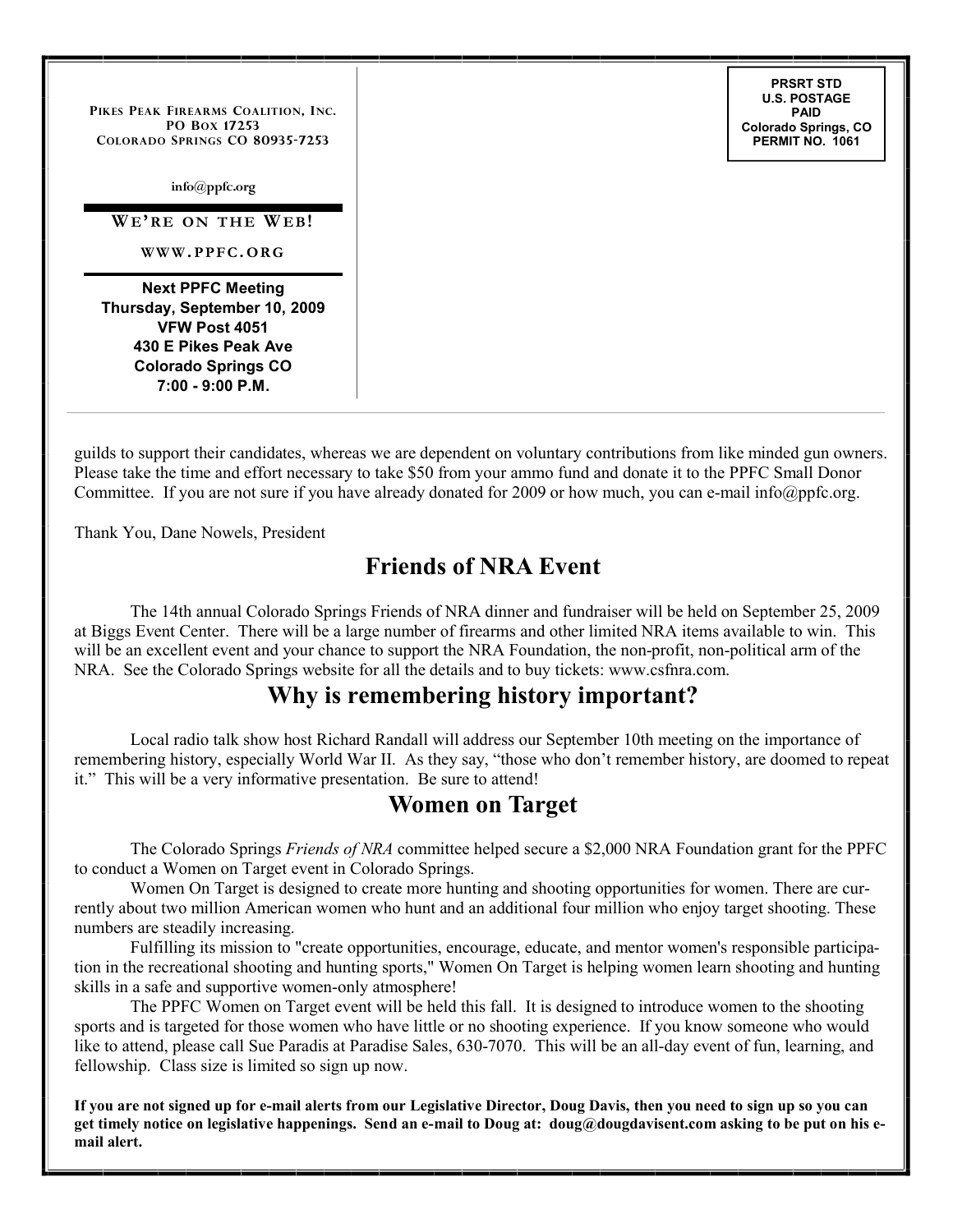PIKES PEAK FIREARMS COALITION, INC.
PO BOX 17253
COLORADO SPRINGS CO 80935-7253

info@ppfc.org

**WE'RE ON THE WEB!**

**WWW.PPFC.ORG**

**Next PPFC Meeting**
**Thursday, September 10, 2009**
**VFW Post 4051**
**430 E Pikes Peak Ave**
**Colorado Springs CO**
**7:00 - 9:00 P.M.**

**PRSRT STD**
**U.S. POSTAGE**
**PAID**
**Colorado Springs, CO**
**PERMIT NO. 1061**

guilds to support their candidates, whereas we are dependent on voluntary contributions from like minded gun owners. Please take the time and effort necessary to take $50 from your ammo fund and donate it to the PPFC Small Donor Committee. If you are not sure if you have already donated for 2009 or how much, you can e-mail info@ppfc.org.

Thank You, Dane Nowels, President

## Friends of NRA Event

The 14th annual Colorado Springs Friends of NRA dinner and fundraiser will be held on September 25, 2009 at Biggs Event Center. There will be a large number of firearms and other limited NRA items available to win. This will be an excellent event and your chance to support the NRA Foundation, the non-profit, non-political arm of the NRA. See the Colorado Springs website for all the details and to buy tickets: www.csfnra.com.

## Why is remembering history important?

Local radio talk show host Richard Randall will address our September 10th meeting on the importance of remembering history, especially World War II. As they say, "those who don't remember history, are doomed to repeat it." This will be a very informative presentation. Be sure to attend!

## Women on Target

The Colorado Springs *Friends of NRA* committee helped secure a $2,000 NRA Foundation grant for the PPFC to conduct a Women on Target event in Colorado Springs.

Women On Target is designed to create more hunting and shooting opportunities for women. There are currently about two million American women who hunt and an additional four million who enjoy target shooting. These numbers are steadily increasing.

Fulfilling its mission to "create opportunities, encourage, educate, and mentor women's responsible participation in the recreational shooting and hunting sports," Women On Target is helping women learn shooting and hunting skills in a safe and supportive women-only atmosphere!

The PPFC Women on Target event will be held this fall. It is designed to introduce women to the shooting sports and is targeted for those women who have little or no shooting experience. If you know someone who would like to attend, please call Sue Paradis at Paradise Sales, 630-7070. This will be an all-day event of fun, learning, and fellowship. Class size is limited so sign up now.

**If you are not signed up for e-mail alerts from our Legislative Director, Doug Davis, then you need to sign up so you can get timely notice on legislative happenings. Send an e-mail to Doug at: doug@dougdavisent.com asking to be put on his e-mail alert.**